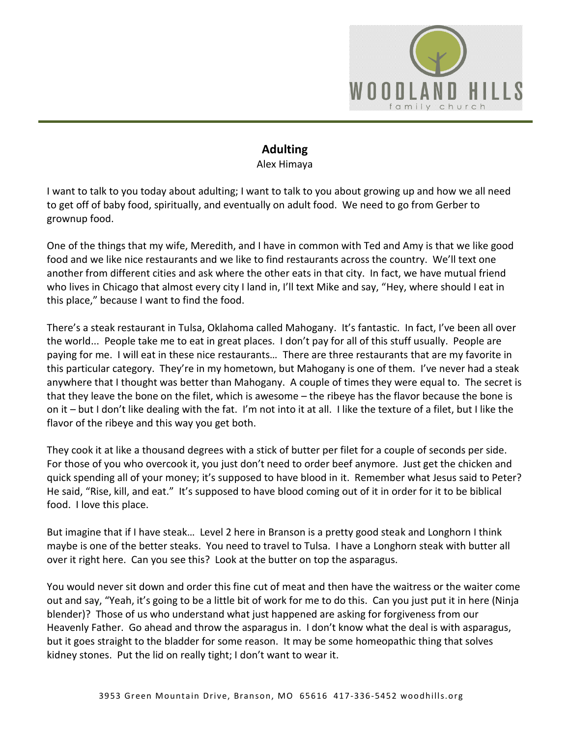# Adulting

Alex Himaya

I want to talk to you today about adulting; I want to talk to you about growing up and how we all need to get off of baby food, spiritually, and eventually on adult food. We need to go from Gerber to grownup food.

One of the things that my wife, Meredith, and I have in common with Ted and Amy is that we like good food and we like nice restaurants and we like to find restaurants across the country. We'll text one another from different cities and ask where the other eats in that city. In fact, we have mutual friend who lives in Chicago that almost every city I land in, I'll text Mike and say, "Hey, where should I eat in this place," because I want to find the food.

There's a steak restaurant in Tulsa, Oklahoma called Mahogany. It's fantastic. In fact, I've been all over the world... People take me to eat in great places. I don't pay for all of this stuff usually. People are paying for me. I will eat in these nice restaurants… There are three restaurants that are my favorite in this particular category. They're in my hometown, but Mahogany is one of them. I've never had a steak anywhere that I thought was better than Mahogany. A couple of times they were equal to. The secret is that they leave the bone on the filet, which is awesome – the ribeye has the flavor because the bone is on it – but I don't like dealing with the fat. I'm not into it at all. I like the texture of a filet, but I like the flavor of the ribeye and this way you get both.

They cook it at like a thousand degrees with a stick of butter per filet for a couple of seconds per side. For those of you who overcook it, you just don't need to order beef anymore. Just get the chicken and quick spending all of your money; it's supposed to have blood in it. Remember what Jesus said to Peter? He said, "Rise, kill, and eat." It's supposed to have blood coming out of it in order for it to be biblical food. I love this place.

But imagine that if I have steak… Level 2 here in Branson is a pretty good steak and Longhorn I think maybe is one of the better steaks. You need to travel to Tulsa. I have a Longhorn steak with butter all over it right here. Can you see this? Look at the butter on top the asparagus.

You would never sit down and order this fine cut of meat and then have the waitress or the waiter come out and say, "Yeah, it's going to be a little bit of work for me to do this. Can you just put it in here (Ninja blender)? Those of us who understand what just happened are asking for forgiveness from our Heavenly Father. Go ahead and throw the asparagus in. I don't know what the deal is with asparagus, but it goes straight to the bladder for some reason. It may be some homeopathic thing that solves kidney stones. Put the lid on really tight; I don't want to wear it.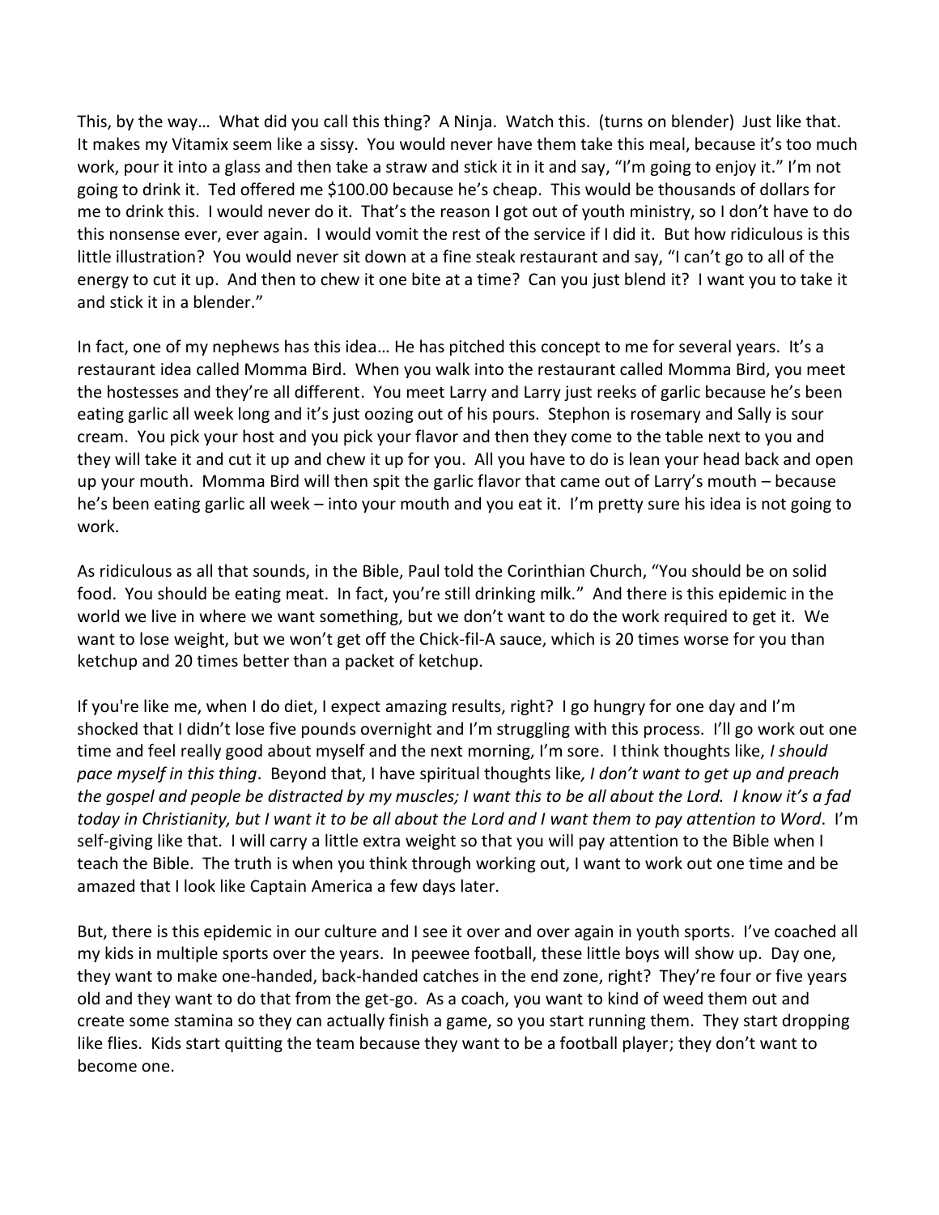This, by the way… What did you call this thing? A Ninja. Watch this. (turns on blender) Just like that. It makes my Vitamix seem like a sissy. You would never have them take this meal, because it's too much work, pour it into a glass and then take a straw and stick it in it and say, "I'm going to enjoy it." I'm not going to drink it. Ted offered me $100.00 because he's cheap. This would be thousands of dollars for me to drink this. I would never do it. That's the reason I got out of youth ministry, so I don't have to do this nonsense ever, ever again. I would vomit the rest of the service if I did it. But how ridiculous is this little illustration? You would never sit down at a fine steak restaurant and say, "I can't go to all of the energy to cut it up. And then to chew it one bite at a time? Can you just blend it? I want you to take it and stick it in a blender."

In fact, one of my nephews has this idea… He has pitched this concept to me for several years. It's a restaurant idea called Momma Bird. When you walk into the restaurant called Momma Bird, you meet the hostesses and they're all different. You meet Larry and Larry just reeks of garlic because he's been eating garlic all week long and it's just oozing out of his pours. Stephon is rosemary and Sally is sour cream. You pick your host and you pick your flavor and then they come to the table next to you and they will take it and cut it up and chew it up for you. All you have to do is lean your head back and open up your mouth. Momma Bird will then spit the garlic flavor that came out of Larry's mouth – because he's been eating garlic all week – into your mouth and you eat it. I'm pretty sure his idea is not going to work.

As ridiculous as all that sounds, in the Bible, Paul told the Corinthian Church, "You should be on solid food. You should be eating meat. In fact, you're still drinking milk." And there is this epidemic in the world we live in where we want something, but we don't want to do the work required to get it. We want to lose weight, but we won't get off the Chick-fil-A sauce, which is 20 times worse for you than ketchup and 20 times better than a packet of ketchup.

If you're like me, when I do diet, I expect amazing results, right? I go hungry for one day and I'm shocked that I didn't lose five pounds overnight and I'm struggling with this process. I'll go work out one time and feel really good about myself and the next morning, I'm sore. I think thoughts like, *I should pace myself in this thing*. Beyond that, I have spiritual thoughts like*, I don't want to get up and preach the gospel and people be distracted by my muscles; I want this to be all about the Lord. I know it's a fad today in Christianity, but I want it to be all about the Lord and I want them to pay attention to Word*. I'm self-giving like that. I will carry a little extra weight so that you will pay attention to the Bible when I teach the Bible. The truth is when you think through working out, I want to work out one time and be amazed that I look like Captain America a few days later.

But, there is this epidemic in our culture and I see it over and over again in youth sports. I've coached all my kids in multiple sports over the years. In peewee football, these little boys will show up. Day one, they want to make one-handed, back-handed catches in the end zone, right? They're four or five years old and they want to do that from the get-go. As a coach, you want to kind of weed them out and create some stamina so they can actually finish a game, so you start running them. They start dropping like flies. Kids start quitting the team because they want to be a football player; they don't want to become one.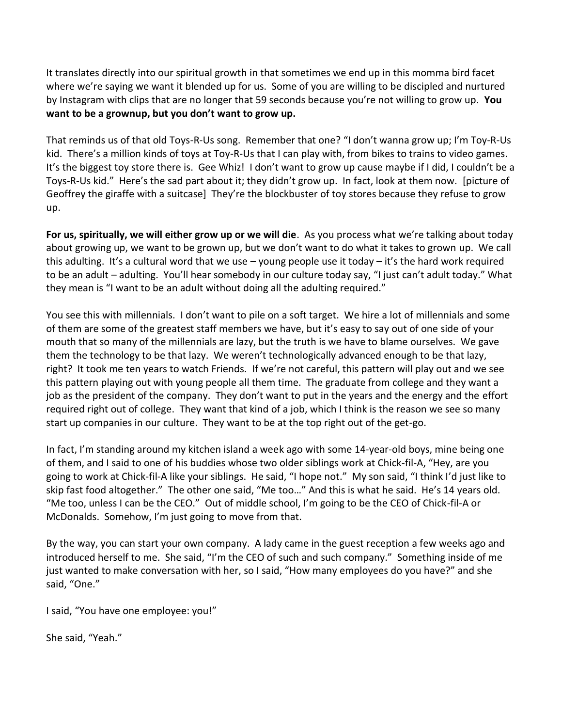It translates directly into our spiritual growth in that sometimes we end up in this momma bird facet where we're saying we want it blended up for us. Some of you are willing to be discipled and nurtured by Instagram with clips that are no longer that 59 seconds because you're not willing to grow up. **You want to be a grownup, but you don't want to grow up.**

That reminds us of that old Toys-R-Us song. Remember that one? "I don't wanna grow up; I'm Toy-R-Us kid. There's a million kinds of toys at Toy-R-Us that I can play with, from bikes to trains to video games. It's the biggest toy store there is. Gee Whiz! I don't want to grow up cause maybe if I did, I couldn't be a Toys-R-Us kid." Here's the sad part about it; they didn't grow up. In fact, look at them now. [picture of Geoffrey the giraffe with a suitcase] They're the blockbuster of toy stores because they refuse to grow up.

**For us, spiritually, we will either grow up or we will die**. As you process what we're talking about today about growing up, we want to be grown up, but we don't want to do what it takes to grown up. We call this adulting. It's a cultural word that we use – young people use it today – it's the hard work required to be an adult – adulting. You'll hear somebody in our culture today say, "I just can't adult today." What they mean is "I want to be an adult without doing all the adulting required."

You see this with millennials. I don't want to pile on a soft target. We hire a lot of millennials and some of them are some of the greatest staff members we have, but it's easy to say out of one side of your mouth that so many of the millennials are lazy, but the truth is we have to blame ourselves. We gave them the technology to be that lazy. We weren't technologically advanced enough to be that lazy, right? It took me ten years to watch Friends. If we're not careful, this pattern will play out and we see this pattern playing out with young people all them time. The graduate from college and they want a job as the president of the company. They don't want to put in the years and the energy and the effort required right out of college. They want that kind of a job, which I think is the reason we see so many start up companies in our culture. They want to be at the top right out of the get-go.

In fact, I'm standing around my kitchen island a week ago with some 14-year-old boys, mine being one of them, and I said to one of his buddies whose two older siblings work at Chick-fil-A, "Hey, are you going to work at Chick-fil-A like your siblings. He said, "I hope not." My son said, "I think I'd just like to skip fast food altogether." The other one said, "Me too…" And this is what he said. He's 14 years old. "Me too, unless I can be the CEO." Out of middle school, I'm going to be the CEO of Chick-fil-A or McDonalds. Somehow, I'm just going to move from that.

By the way, you can start your own company. A lady came in the guest reception a few weeks ago and introduced herself to me. She said, "I'm the CEO of such and such company." Something inside of me just wanted to make conversation with her, so I said, "How many employees do you have?" and she said, "One."

I said, "You have one employee: you!"

She said, "Yeah."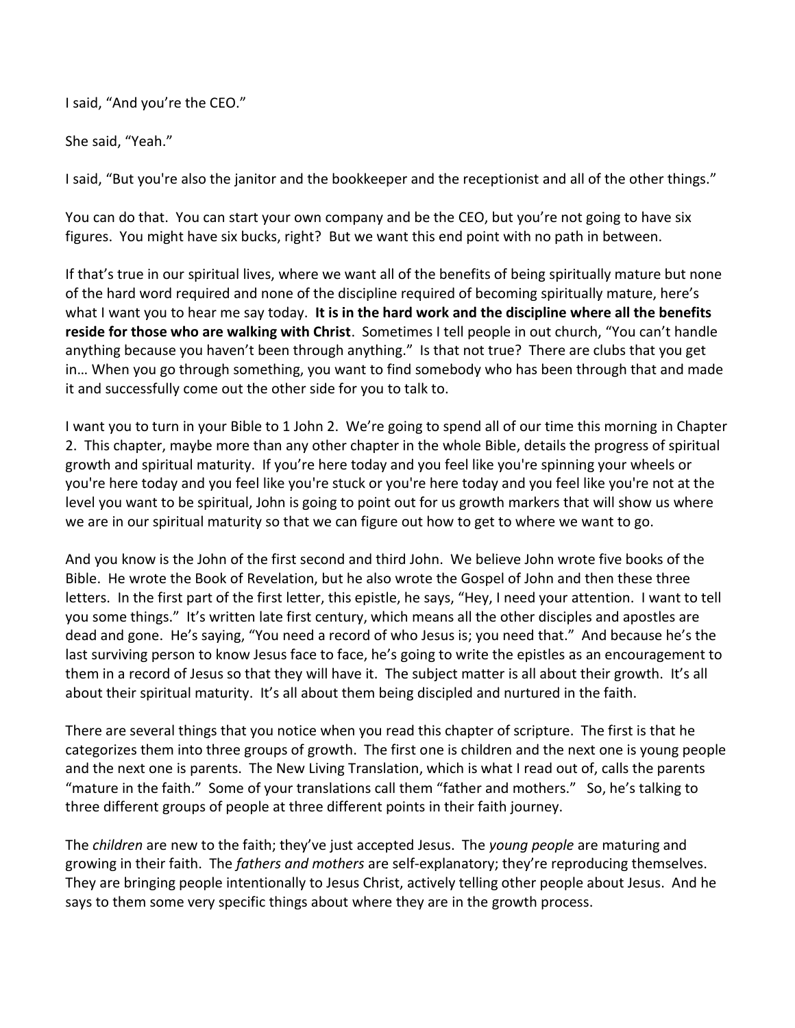I said, "And you're the CEO."

She said, "Yeah."

I said, "But you're also the janitor and the bookkeeper and the receptionist and all of the other things."

You can do that. You can start your own company and be the CEO, but you're not going to have six figures. You might have six bucks, right? But we want this end point with no path in between.

If that's true in our spiritual lives, where we want all of the benefits of being spiritually mature but none of the hard word required and none of the discipline required of becoming spiritually mature, here's what I want you to hear me say today. **It is in the hard work and the discipline where all the benefits reside for those who are walking with Christ**. Sometimes I tell people in out church, "You can't handle anything because you haven't been through anything." Is that not true? There are clubs that you get in… When you go through something, you want to find somebody who has been through that and made it and successfully come out the other side for you to talk to.

I want you to turn in your Bible to 1 John 2. We're going to spend all of our time this morning in Chapter 2. This chapter, maybe more than any other chapter in the whole Bible, details the progress of spiritual growth and spiritual maturity. If you're here today and you feel like you're spinning your wheels or you're here today and you feel like you're stuck or you're here today and you feel like you're not at the level you want to be spiritual, John is going to point out for us growth markers that will show us where we are in our spiritual maturity so that we can figure out how to get to where we want to go.

And you know is the John of the first second and third John. We believe John wrote five books of the Bible. He wrote the Book of Revelation, but he also wrote the Gospel of John and then these three letters. In the first part of the first letter, this epistle, he says, "Hey, I need your attention. I want to tell you some things." It's written late first century, which means all the other disciples and apostles are dead and gone. He's saying, "You need a record of who Jesus is; you need that." And because he's the last surviving person to know Jesus face to face, he's going to write the epistles as an encouragement to them in a record of Jesus so that they will have it. The subject matter is all about their growth. It's all about their spiritual maturity. It's all about them being discipled and nurtured in the faith.

There are several things that you notice when you read this chapter of scripture. The first is that he categorizes them into three groups of growth. The first one is children and the next one is young people and the next one is parents. The New Living Translation, which is what I read out of, calls the parents "mature in the faith." Some of your translations call them "father and mothers." So, he's talking to three different groups of people at three different points in their faith journey.

The *children* are new to the faith; they've just accepted Jesus. The *young people* are maturing and growing in their faith. The *fathers and mothers* are self-explanatory; they're reproducing themselves. They are bringing people intentionally to Jesus Christ, actively telling other people about Jesus. And he says to them some very specific things about where they are in the growth process.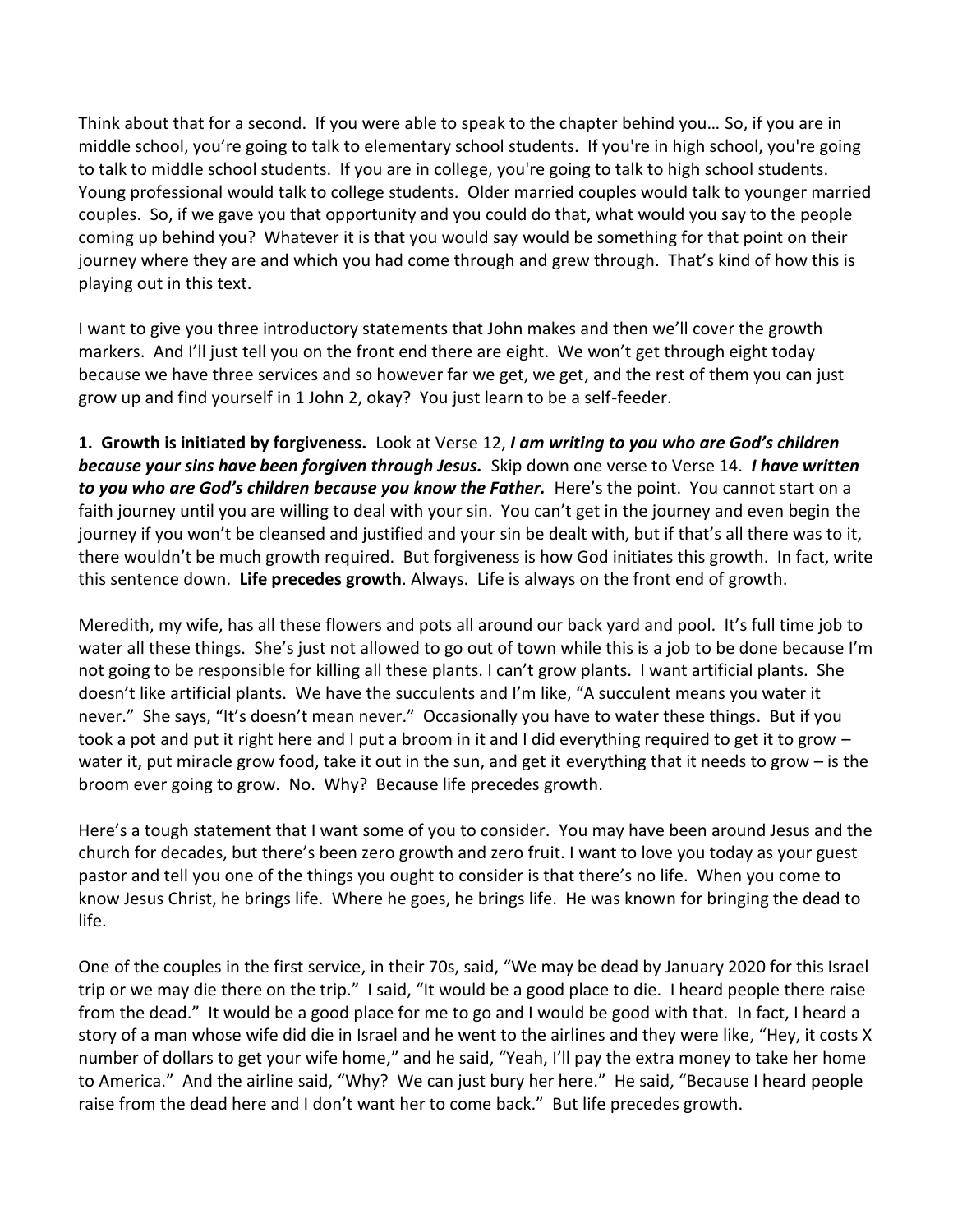Think about that for a second. If you were able to speak to the chapter behind you… So, if you are in middle school, you're going to talk to elementary school students. If you're in high school, you're going to talk to middle school students. If you are in college, you're going to talk to high school students. Young professional would talk to college students. Older married couples would talk to younger married couples. So, if we gave you that opportunity and you could do that, what would you say to the people coming up behind you? Whatever it is that you would say would be something for that point on their journey where they are and which you had come through and grew through. That's kind of how this is playing out in this text.

I want to give you three introductory statements that John makes and then we'll cover the growth markers. And I'll just tell you on the front end there are eight. We won't get through eight today because we have three services and so however far we get, we get, and the rest of them you can just grow up and find yourself in 1 John 2, okay? You just learn to be a self-feeder.

**1. Growth is initiated by forgiveness.** Look at Verse 12, ***I am writing to you who are God's children because your sins have been forgiven through Jesus.*** Skip down one verse to Verse 14. ***I have written to you who are God's children because you know the Father.*** Here's the point. You cannot start on a faith journey until you are willing to deal with your sin. You can't get in the journey and even begin the journey if you won't be cleansed and justified and your sin be dealt with, but if that's all there was to it, there wouldn't be much growth required. But forgiveness is how God initiates this growth. In fact, write this sentence down. **Life precedes growth**. Always. Life is always on the front end of growth.

Meredith, my wife, has all these flowers and pots all around our back yard and pool. It's full time job to water all these things. She's just not allowed to go out of town while this is a job to be done because I'm not going to be responsible for killing all these plants. I can't grow plants. I want artificial plants. She doesn't like artificial plants. We have the succulents and I'm like, "A succulent means you water it never." She says, "It's doesn't mean never." Occasionally you have to water these things. But if you took a pot and put it right here and I put a broom in it and I did everything required to get it to grow – water it, put miracle grow food, take it out in the sun, and get it everything that it needs to grow – is the broom ever going to grow. No. Why? Because life precedes growth.

Here's a tough statement that I want some of you to consider. You may have been around Jesus and the church for decades, but there's been zero growth and zero fruit. I want to love you today as your guest pastor and tell you one of the things you ought to consider is that there's no life. When you come to know Jesus Christ, he brings life. Where he goes, he brings life. He was known for bringing the dead to life.

One of the couples in the first service, in their 70s, said, "We may be dead by January 2020 for this Israel trip or we may die there on the trip." I said, "It would be a good place to die. I heard people there raise from the dead." It would be a good place for me to go and I would be good with that. In fact, I heard a story of a man whose wife did die in Israel and he went to the airlines and they were like, "Hey, it costs X number of dollars to get your wife home," and he said, "Yeah, I'll pay the extra money to take her home to America." And the airline said, "Why? We can just bury her here." He said, "Because I heard people raise from the dead here and I don't want her to come back." But life precedes growth.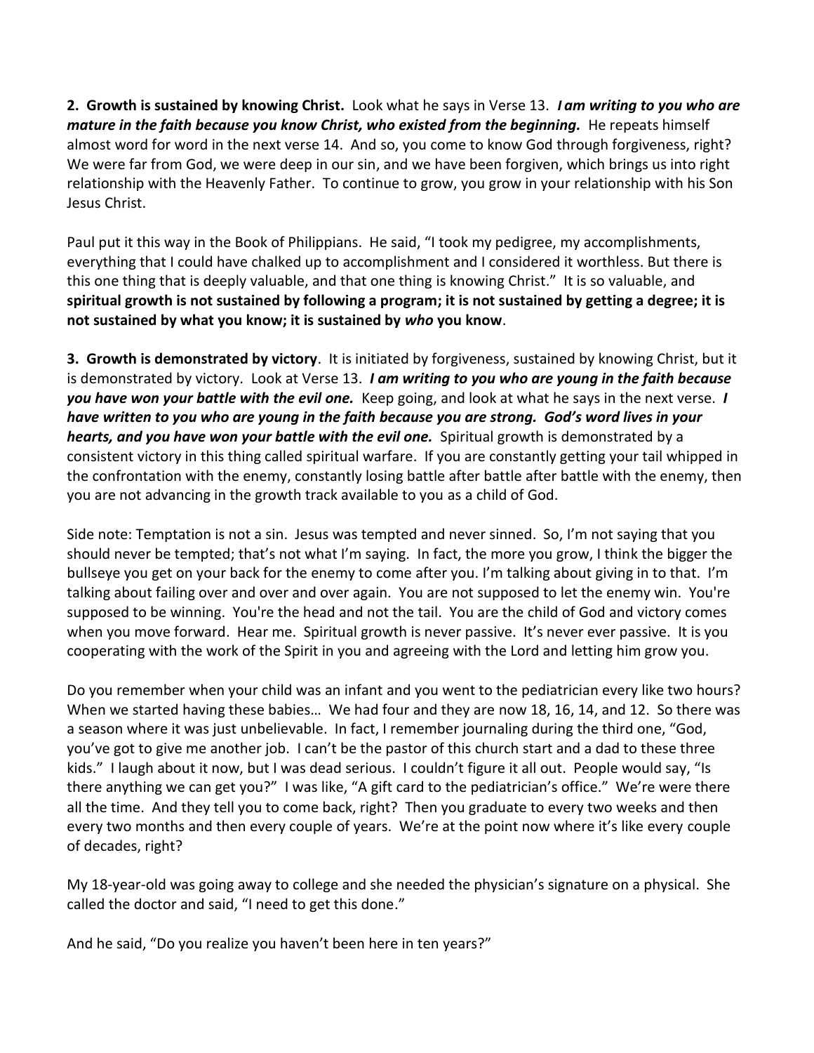**2. Growth is sustained by knowing Christ.** Look what he says in Verse 13. ***I am writing to you who are mature in the faith because you know Christ, who existed from the beginning.*** He repeats himself almost word for word in the next verse 14. And so, you come to know God through forgiveness, right? We were far from God, we were deep in our sin, and we have been forgiven, which brings us into right relationship with the Heavenly Father. To continue to grow, you grow in your relationship with his Son Jesus Christ.

Paul put it this way in the Book of Philippians. He said, "I took my pedigree, my accomplishments, everything that I could have chalked up to accomplishment and I considered it worthless. But there is this one thing that is deeply valuable, and that one thing is knowing Christ." It is so valuable, and **spiritual growth is not sustained by following a program; it is not sustained by getting a degree; it is not sustained by what you know; it is sustained by *who* you know**.

**3. Growth is demonstrated by victory**. It is initiated by forgiveness, sustained by knowing Christ, but it is demonstrated by victory. Look at Verse 13. ***I am writing to you who are young in the faith because you have won your battle with the evil one.*** Keep going, and look at what he says in the next verse. ***I have written to you who are young in the faith because you are strong. God's word lives in your hearts, and you have won your battle with the evil one.*** Spiritual growth is demonstrated by a consistent victory in this thing called spiritual warfare. If you are constantly getting your tail whipped in the confrontation with the enemy, constantly losing battle after battle after battle with the enemy, then you are not advancing in the growth track available to you as a child of God.

Side note: Temptation is not a sin. Jesus was tempted and never sinned. So, I'm not saying that you should never be tempted; that's not what I'm saying. In fact, the more you grow, I think the bigger the bullseye you get on your back for the enemy to come after you. I'm talking about giving in to that. I'm talking about failing over and over and over again. You are not supposed to let the enemy win. You're supposed to be winning. You're the head and not the tail. You are the child of God and victory comes when you move forward. Hear me. Spiritual growth is never passive. It's never ever passive. It is you cooperating with the work of the Spirit in you and agreeing with the Lord and letting him grow you.

Do you remember when your child was an infant and you went to the pediatrician every like two hours? When we started having these babies… We had four and they are now 18, 16, 14, and 12. So there was a season where it was just unbelievable. In fact, I remember journaling during the third one, "God, you've got to give me another job. I can't be the pastor of this church start and a dad to these three kids." I laugh about it now, but I was dead serious. I couldn't figure it all out. People would say, "Is there anything we can get you?" I was like, "A gift card to the pediatrician's office." We're were there all the time. And they tell you to come back, right? Then you graduate to every two weeks and then every two months and then every couple of years. We're at the point now where it's like every couple of decades, right?

My 18-year-old was going away to college and she needed the physician's signature on a physical. She called the doctor and said, "I need to get this done."

And he said, "Do you realize you haven't been here in ten years?"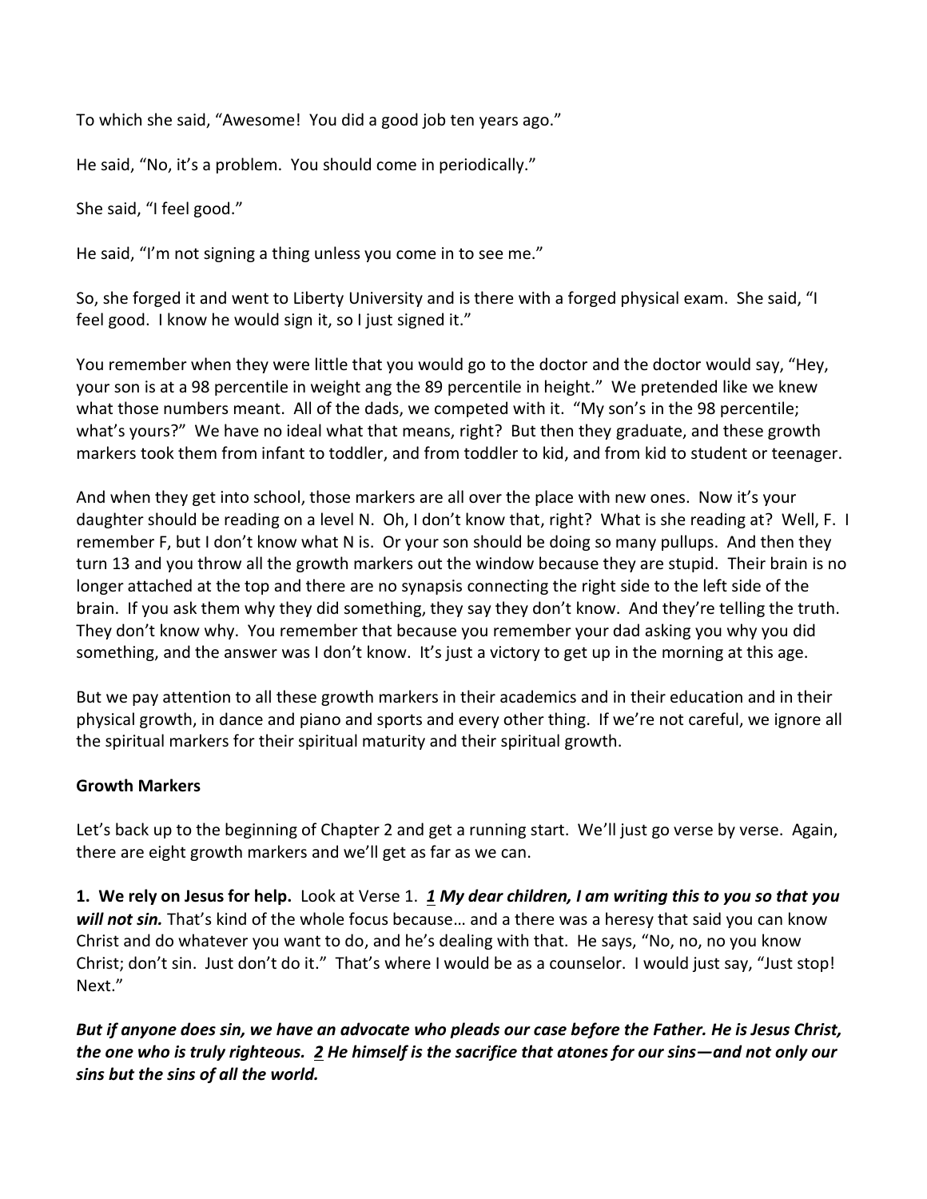To which she said, “Awesome! You did a good job ten years ago.”

He said, “No, it’s a problem. You should come in periodically.”

She said, “I feel good.”

He said, “I’m not signing a thing unless you come in to see me.”

So, she forged it and went to Liberty University and is there with a forged physical exam. She said, “I feel good. I know he would sign it, so I just signed it.”

You remember when they were little that you would go to the doctor and the doctor would say, “Hey, your son is at a 98 percentile in weight ang the 89 percentile in height.” We pretended like we knew what those numbers meant. All of the dads, we competed with it. “My son’s in the 98 percentile; what’s yours?” We have no ideal what that means, right? But then they graduate, and these growth markers took them from infant to toddler, and from toddler to kid, and from kid to student or teenager.

And when they get into school, those markers are all over the place with new ones. Now it’s your daughter should be reading on a level N. Oh, I don’t know that, right? What is she reading at? Well, F. I remember F, but I don’t know what N is. Or your son should be doing so many pullups. And then they turn 13 and you throw all the growth markers out the window because they are stupid. Their brain is no longer attached at the top and there are no synapsis connecting the right side to the left side of the brain. If you ask them why they did something, they say they don’t know. And they’re telling the truth. They don’t know why. You remember that because you remember your dad asking you why you did something, and the answer was I don’t know. It’s just a victory to get up in the morning at this age.

But we pay attention to all these growth markers in their academics and in their education and in their physical growth, in dance and piano and sports and every other thing. If we’re not careful, we ignore all the spiritual markers for their spiritual maturity and their spiritual growth.

**Growth Markers**

Let’s back up to the beginning of Chapter 2 and get a running start. We’ll just go verse by verse. Again, there are eight growth markers and we’ll get as far as we can.

**1. We rely on Jesus for help.** Look at Verse 1. ***1 My dear children, I am writing this to you so that you will not sin.*** That’s kind of the whole focus because… and a there was a heresy that said you can know Christ and do whatever you want to do, and he’s dealing with that. He says, “No, no, no you know Christ; don’t sin. Just don’t do it.” That’s where I would be as a counselor. I would just say, “Just stop! Next.”

***But if anyone does sin, we have an advocate who pleads our case before the Father. He is Jesus Christ, the one who is truly righteous. 2 He himself is the sacrifice that atones for our sins—and not only our sins but the sins of all the world.***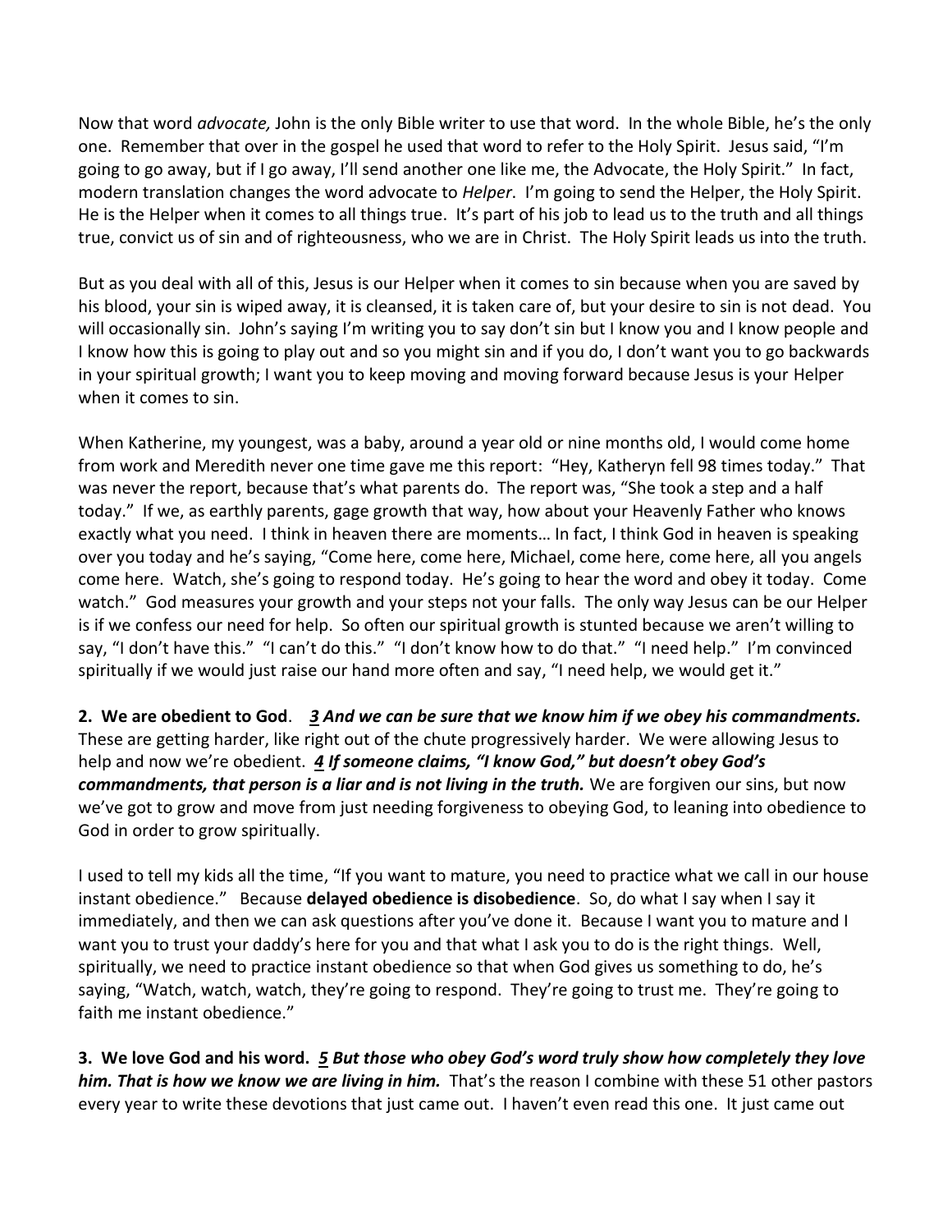Now that word *advocate,* John is the only Bible writer to use that word. In the whole Bible, he's the only one. Remember that over in the gospel he used that word to refer to the Holy Spirit. Jesus said, "I'm going to go away, but if I go away, I'll send another one like me, the Advocate, the Holy Spirit." In fact, modern translation changes the word advocate to *Helper*. I'm going to send the Helper, the Holy Spirit. He is the Helper when it comes to all things true. It's part of his job to lead us to the truth and all things true, convict us of sin and of righteousness, who we are in Christ. The Holy Spirit leads us into the truth.

But as you deal with all of this, Jesus is our Helper when it comes to sin because when you are saved by his blood, your sin is wiped away, it is cleansed, it is taken care of, but your desire to sin is not dead. You will occasionally sin. John's saying I'm writing you to say don't sin but I know you and I know people and I know how this is going to play out and so you might sin and if you do, I don't want you to go backwards in your spiritual growth; I want you to keep moving and moving forward because Jesus is your Helper when it comes to sin.

When Katherine, my youngest, was a baby, around a year old or nine months old, I would come home from work and Meredith never one time gave me this report: "Hey, Katheryn fell 98 times today." That was never the report, because that's what parents do. The report was, "She took a step and a half today." If we, as earthly parents, gage growth that way, how about your Heavenly Father who knows exactly what you need. I think in heaven there are moments… In fact, I think God in heaven is speaking over you today and he's saying, "Come here, come here, Michael, come here, come here, all you angels come here. Watch, she's going to respond today. He's going to hear the word and obey it today. Come watch." God measures your growth and your steps not your falls. The only way Jesus can be our Helper is if we confess our need for help. So often our spiritual growth is stunted because we aren't willing to say, "I don't have this." "I can't do this." "I don't know how to do that." "I need help." I'm convinced spiritually if we would just raise our hand more often and say, "I need help, we would get it."

**2. We are obedient to God**. ***<u>3</u> And we can be sure that we know him if we obey his commandments.*** These are getting harder, like right out of the chute progressively harder. We were allowing Jesus to help and now we're obedient. ***<u>4</u> If someone claims, "I know God," but doesn't obey God's commandments, that person is a liar and is not living in the truth.*** We are forgiven our sins, but now we've got to grow and move from just needing forgiveness to obeying God, to leaning into obedience to God in order to grow spiritually.

I used to tell my kids all the time, "If you want to mature, you need to practice what we call in our house instant obedience." Because **delayed obedience is disobedience**. So, do what I say when I say it immediately, and then we can ask questions after you've done it. Because I want you to mature and I want you to trust your daddy's here for you and that what I ask you to do is the right things. Well, spiritually, we need to practice instant obedience so that when God gives us something to do, he's saying, "Watch, watch, watch, they're going to respond. They're going to trust me. They're going to faith me instant obedience."

**3. We love God and his word.** ***<u>5</u> But those who obey God's word truly show how completely they love him. That is how we know we are living in him.*** That's the reason I combine with these 51 other pastors every year to write these devotions that just came out. I haven't even read this one. It just came out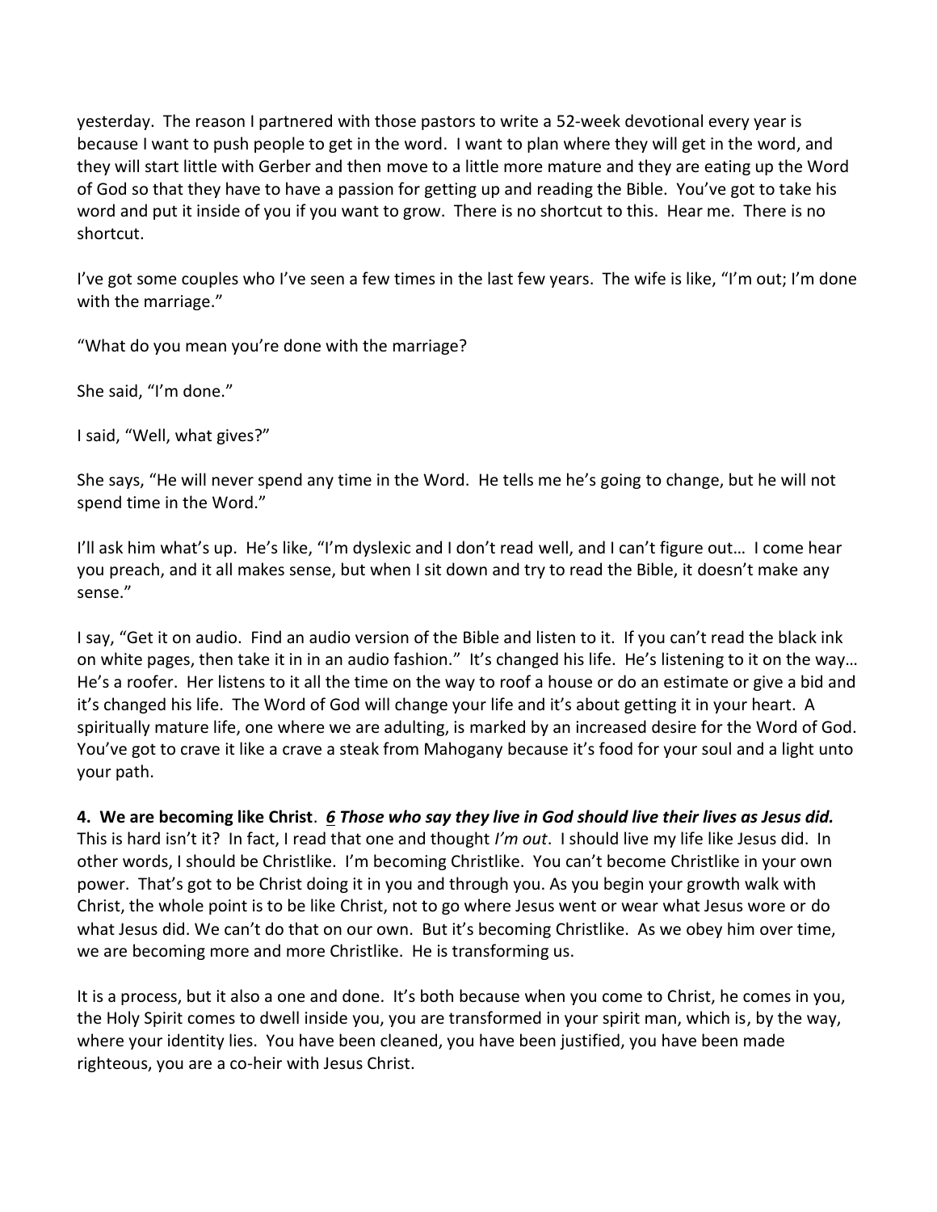yesterday. The reason I partnered with those pastors to write a 52-week devotional every year is because I want to push people to get in the word. I want to plan where they will get in the word, and they will start little with Gerber and then move to a little more mature and they are eating up the Word of God so that they have to have a passion for getting up and reading the Bible. You've got to take his word and put it inside of you if you want to grow. There is no shortcut to this. Hear me. There is no shortcut.

I've got some couples who I've seen a few times in the last few years. The wife is like, "I'm out; I'm done with the marriage."

"What do you mean you're done with the marriage?

She said, "I'm done."

I said, "Well, what gives?"

She says, "He will never spend any time in the Word. He tells me he's going to change, but he will not spend time in the Word."

I'll ask him what's up. He's like, "I'm dyslexic and I don't read well, and I can't figure out… I come hear you preach, and it all makes sense, but when I sit down and try to read the Bible, it doesn't make any sense."

I say, "Get it on audio. Find an audio version of the Bible and listen to it. If you can't read the black ink on white pages, then take it in in an audio fashion." It's changed his life. He's listening to it on the way… He's a roofer. Her listens to it all the time on the way to roof a house or do an estimate or give a bid and it's changed his life. The Word of God will change your life and it's about getting it in your heart. A spiritually mature life, one where we are adulting, is marked by an increased desire for the Word of God. You've got to crave it like a crave a steak from Mahogany because it's food for your soul and a light unto your path.

**4. We are becoming like Christ**. ***6 Those who say they live in God should live their lives as Jesus did.*** This is hard isn't it? In fact, I read that one and thought *I'm out*. I should live my life like Jesus did. In other words, I should be Christlike. I'm becoming Christlike. You can't become Christlike in your own power. That's got to be Christ doing it in you and through you. As you begin your growth walk with Christ, the whole point is to be like Christ, not to go where Jesus went or wear what Jesus wore or do what Jesus did. We can't do that on our own. But it's becoming Christlike. As we obey him over time, we are becoming more and more Christlike. He is transforming us.

It is a process, but it also a one and done. It's both because when you come to Christ, he comes in you, the Holy Spirit comes to dwell inside you, you are transformed in your spirit man, which is, by the way, where your identity lies. You have been cleaned, you have been justified, you have been made righteous, you are a co-heir with Jesus Christ.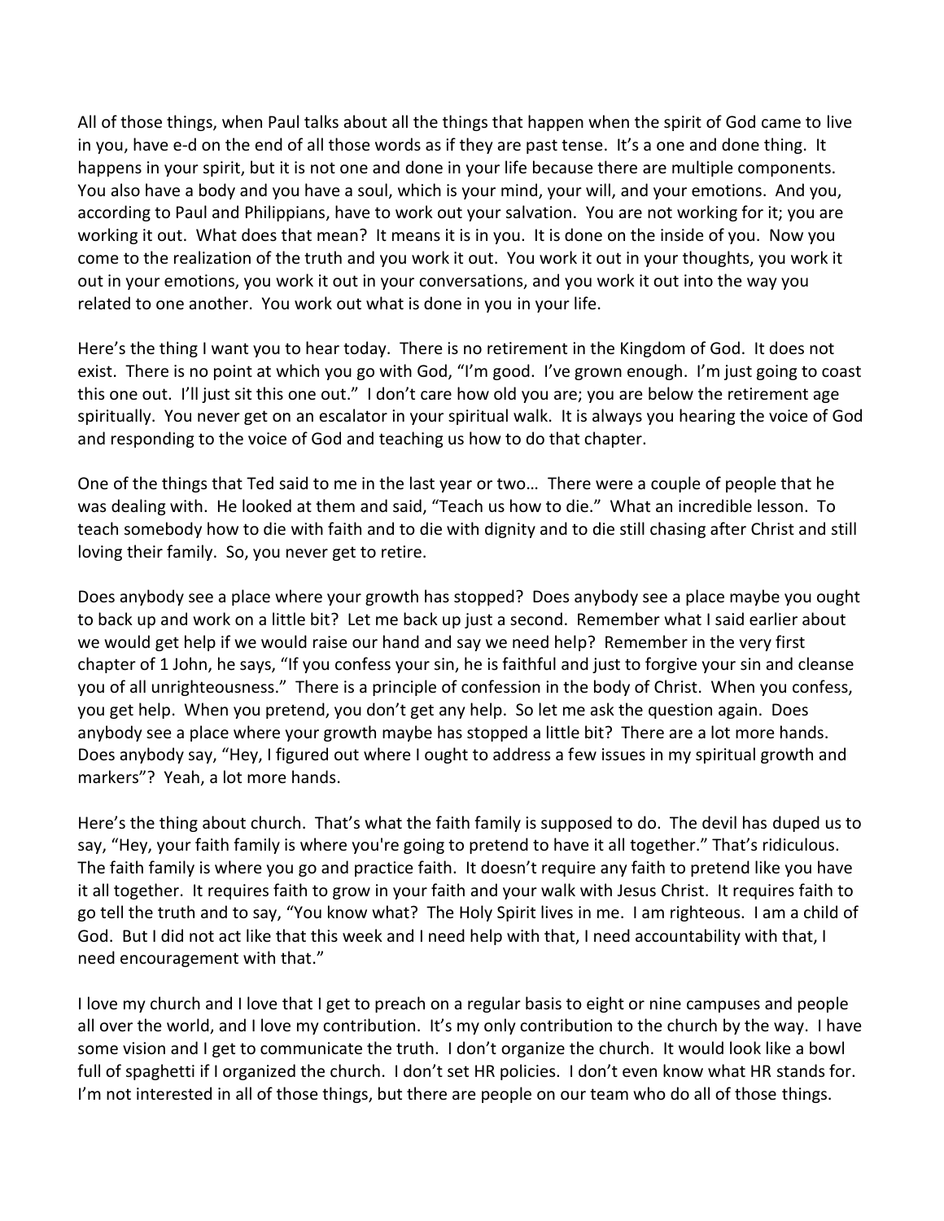All of those things, when Paul talks about all the things that happen when the spirit of God came to live in you, have e-d on the end of all those words as if they are past tense. It's a one and done thing. It happens in your spirit, but it is not one and done in your life because there are multiple components. You also have a body and you have a soul, which is your mind, your will, and your emotions. And you, according to Paul and Philippians, have to work out your salvation. You are not working for it; you are working it out. What does that mean? It means it is in you. It is done on the inside of you. Now you come to the realization of the truth and you work it out. You work it out in your thoughts, you work it out in your emotions, you work it out in your conversations, and you work it out into the way you related to one another. You work out what is done in you in your life.

Here's the thing I want you to hear today. There is no retirement in the Kingdom of God. It does not exist. There is no point at which you go with God, "I'm good. I've grown enough. I'm just going to coast this one out. I'll just sit this one out." I don't care how old you are; you are below the retirement age spiritually. You never get on an escalator in your spiritual walk. It is always you hearing the voice of God and responding to the voice of God and teaching us how to do that chapter.

One of the things that Ted said to me in the last year or two… There were a couple of people that he was dealing with. He looked at them and said, "Teach us how to die." What an incredible lesson. To teach somebody how to die with faith and to die with dignity and to die still chasing after Christ and still loving their family. So, you never get to retire.

Does anybody see a place where your growth has stopped? Does anybody see a place maybe you ought to back up and work on a little bit? Let me back up just a second. Remember what I said earlier about we would get help if we would raise our hand and say we need help? Remember in the very first chapter of 1 John, he says, "If you confess your sin, he is faithful and just to forgive your sin and cleanse you of all unrighteousness." There is a principle of confession in the body of Christ. When you confess, you get help. When you pretend, you don't get any help. So let me ask the question again. Does anybody see a place where your growth maybe has stopped a little bit? There are a lot more hands. Does anybody say, "Hey, I figured out where I ought to address a few issues in my spiritual growth and markers"? Yeah, a lot more hands.

Here's the thing about church. That's what the faith family is supposed to do. The devil has duped us to say, "Hey, your faith family is where you're going to pretend to have it all together." That's ridiculous. The faith family is where you go and practice faith. It doesn't require any faith to pretend like you have it all together. It requires faith to grow in your faith and your walk with Jesus Christ. It requires faith to go tell the truth and to say, "You know what? The Holy Spirit lives in me. I am righteous. I am a child of God. But I did not act like that this week and I need help with that, I need accountability with that, I need encouragement with that."

I love my church and I love that I get to preach on a regular basis to eight or nine campuses and people all over the world, and I love my contribution. It's my only contribution to the church by the way. I have some vision and I get to communicate the truth. I don't organize the church. It would look like a bowl full of spaghetti if I organized the church. I don't set HR policies. I don't even know what HR stands for. I'm not interested in all of those things, but there are people on our team who do all of those things.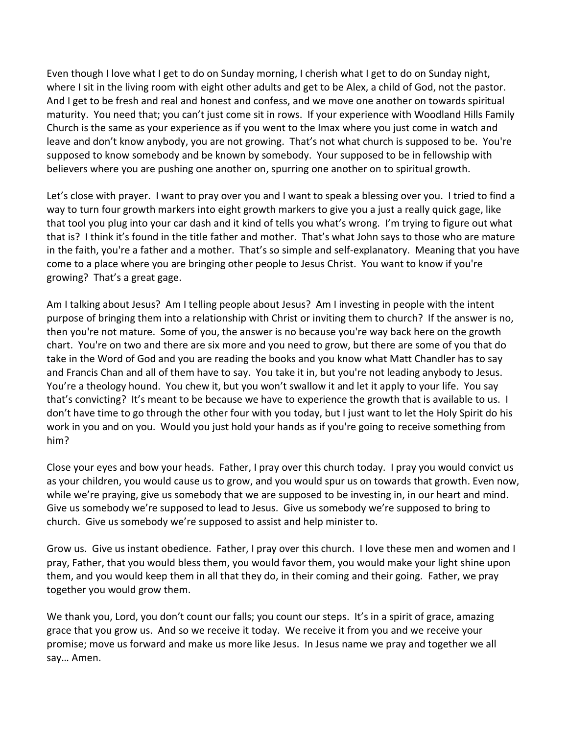Even though I love what I get to do on Sunday morning, I cherish what I get to do on Sunday night, where I sit in the living room with eight other adults and get to be Alex, a child of God, not the pastor. And I get to be fresh and real and honest and confess, and we move one another on towards spiritual maturity. You need that; you can't just come sit in rows. If your experience with Woodland Hills Family Church is the same as your experience as if you went to the Imax where you just come in watch and leave and don't know anybody, you are not growing. That's not what church is supposed to be. You're supposed to know somebody and be known by somebody. Your supposed to be in fellowship with believers where you are pushing one another on, spurring one another on to spiritual growth.

Let's close with prayer. I want to pray over you and I want to speak a blessing over you. I tried to find a way to turn four growth markers into eight growth markers to give you a just a really quick gage, like that tool you plug into your car dash and it kind of tells you what's wrong. I'm trying to figure out what that is? I think it's found in the title father and mother. That's what John says to those who are mature in the faith, you're a father and a mother. That's so simple and self-explanatory. Meaning that you have come to a place where you are bringing other people to Jesus Christ. You want to know if you're growing? That's a great gage.

Am I talking about Jesus? Am I telling people about Jesus? Am I investing in people with the intent purpose of bringing them into a relationship with Christ or inviting them to church? If the answer is no, then you're not mature. Some of you, the answer is no because you're way back here on the growth chart. You're on two and there are six more and you need to grow, but there are some of you that do take in the Word of God and you are reading the books and you know what Matt Chandler has to say and Francis Chan and all of them have to say. You take it in, but you're not leading anybody to Jesus. You're a theology hound. You chew it, but you won't swallow it and let it apply to your life. You say that's convicting? It's meant to be because we have to experience the growth that is available to us. I don't have time to go through the other four with you today, but I just want to let the Holy Spirit do his work in you and on you. Would you just hold your hands as if you're going to receive something from him?

Close your eyes and bow your heads. Father, I pray over this church today. I pray you would convict us as your children, you would cause us to grow, and you would spur us on towards that growth. Even now, while we're praying, give us somebody that we are supposed to be investing in, in our heart and mind. Give us somebody we're supposed to lead to Jesus. Give us somebody we're supposed to bring to church. Give us somebody we're supposed to assist and help minister to.

Grow us. Give us instant obedience. Father, I pray over this church. I love these men and women and I pray, Father, that you would bless them, you would favor them, you would make your light shine upon them, and you would keep them in all that they do, in their coming and their going. Father, we pray together you would grow them.

We thank you, Lord, you don't count our falls; you count our steps. It's in a spirit of grace, amazing grace that you grow us. And so we receive it today. We receive it from you and we receive your promise; move us forward and make us more like Jesus. In Jesus name we pray and together we all say… Amen.